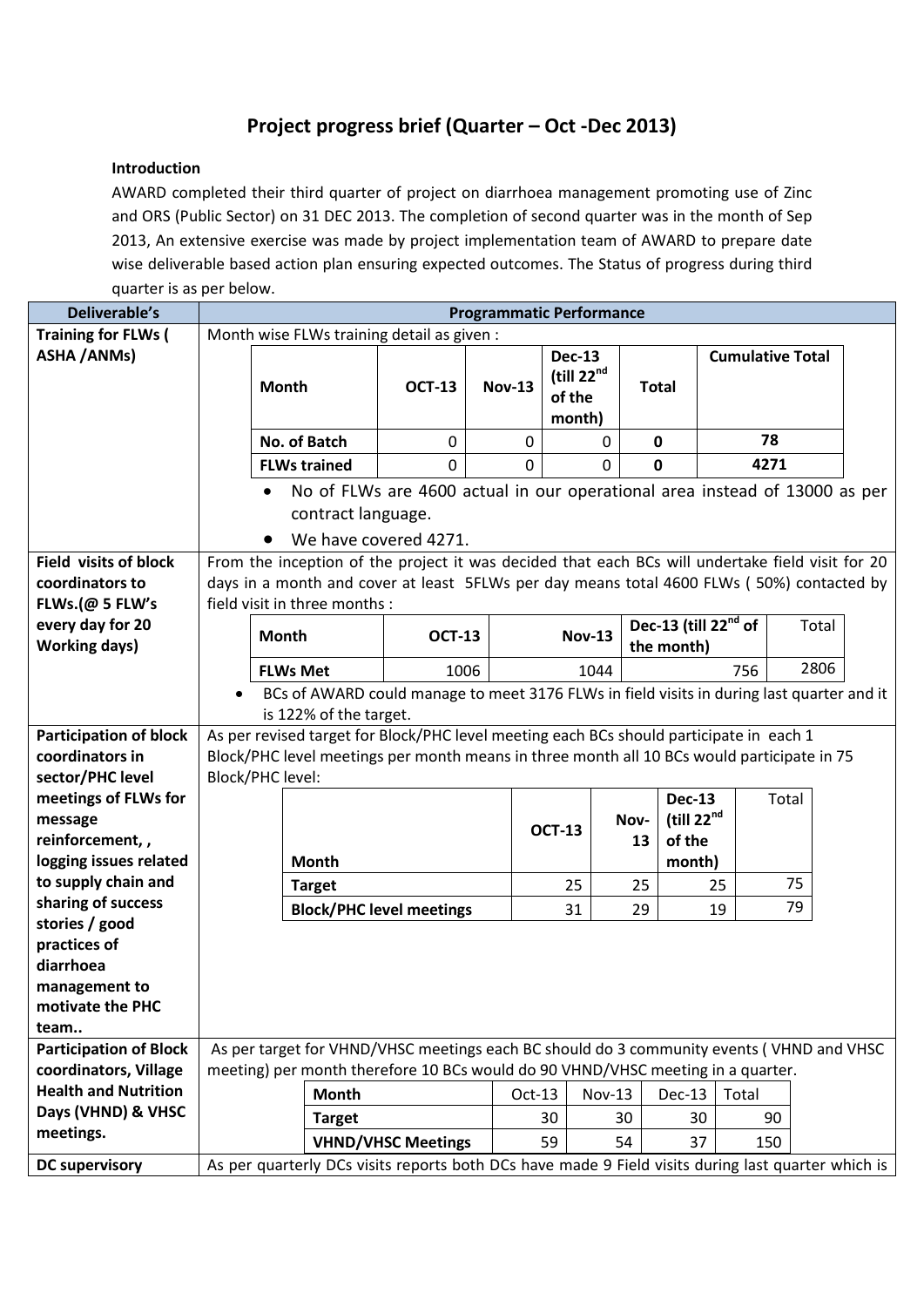# Project progress brief (Quarter – Oct -Dec 2013)

**Introduction**

AWARD completed their third quarter of project on diarrhoea management promoting use of Zinc and ORS (Public Sector) on 31 DEC 2013. The completion of second quarter was in the month of Sep 2013, An extensive exercise was made by project implementation team of AWARD to prepare date wise deliverable based action plan ensuring expected outcomes. The Status of progress during third quarter is as per below.

| Deliverable's | Programmatic Performance |
|---|---|
| **Training for FLWs ( ASHA /ANMs)** | Month wise FLWs training detail as given :<br><br>\| **Month** \| **OCT-13** \| **Nov-13** \| **Dec-13 (till 22nd of the month)** \| **Total** \| **Cumulative Total** \|<br>\| **No. of Batch** \| 0 \| 0 \| 0 \| **0** \| **78** \|<br>\| **FLWs trained** \| 0 \| 0 \| 0 \| **0** \| **4271** \|<br><br>• No of FLWs are 4600 actual in our operational area instead of 13000 as per contract language.<br>• We have covered 4271. |
| **Field visits of block coordinators to FLWs.(@ 5 FLW's every day for 20 Working days)** | From the inception of the project it was decided that each BCs will undertake field visit for 20 days in a month and cover at least 5FLWs per day means total 4600 FLWs ( 50%) contacted by field visit in three months :<br><br>\| **Month** \| **OCT-13** \| **Nov-13** \| **Dec-13 (till 22nd of the month)** \| Total \|<br>\| **FLWs Met** \| 1006 \| 1044 \| 756 \| 2806 \|<br><br>• BCs of AWARD could manage to meet 3176 FLWs in field visits in during last quarter and it is 122% of the target. |
| **Participation of block coordinators in sector/PHC level meetings of FLWs for message reinforcement, , logging issues related to supply chain and sharing of success stories / good practices of diarrhoea management to motivate the PHC team..** | As per revised target for Block/PHC level meeting each BCs should participate in each 1 Block/PHC level meetings per month means in three month all 10 BCs would participate in 75 Block/PHC level:<br><br>\| **Month** \| **OCT-13** \| **Nov-13** \| **Dec-13 (till 22nd of the month)** \| Total \|<br>\| **Target** \| 25 \| 25 \| 25 \| 75 \|<br>\| **Block/PHC level meetings** \| 31 \| 29 \| 19 \| 79 \| |
| **Participation of Block coordinators, Village Health and Nutrition Days (VHND) & VHSC meetings.** | As per target for VHND/VHSC meetings each BC should do 3 community events ( VHND and VHSC meeting) per month therefore 10 BCs would do 90 VHND/VHSC meeting in a quarter.<br><br>\| **Month** \| Oct-13 \| Nov-13 \| Dec-13 \| Total \|<br>\| **Target** \| 30 \| 30 \| 30 \| 90 \|<br>\| **VHND/VHSC Meetings** \| 59 \| 54 \| 37 \| 150 \| |
| **DC supervisory** | As per quarterly DCs visits reports both DCs have made 9 Field visits during last quarter which is |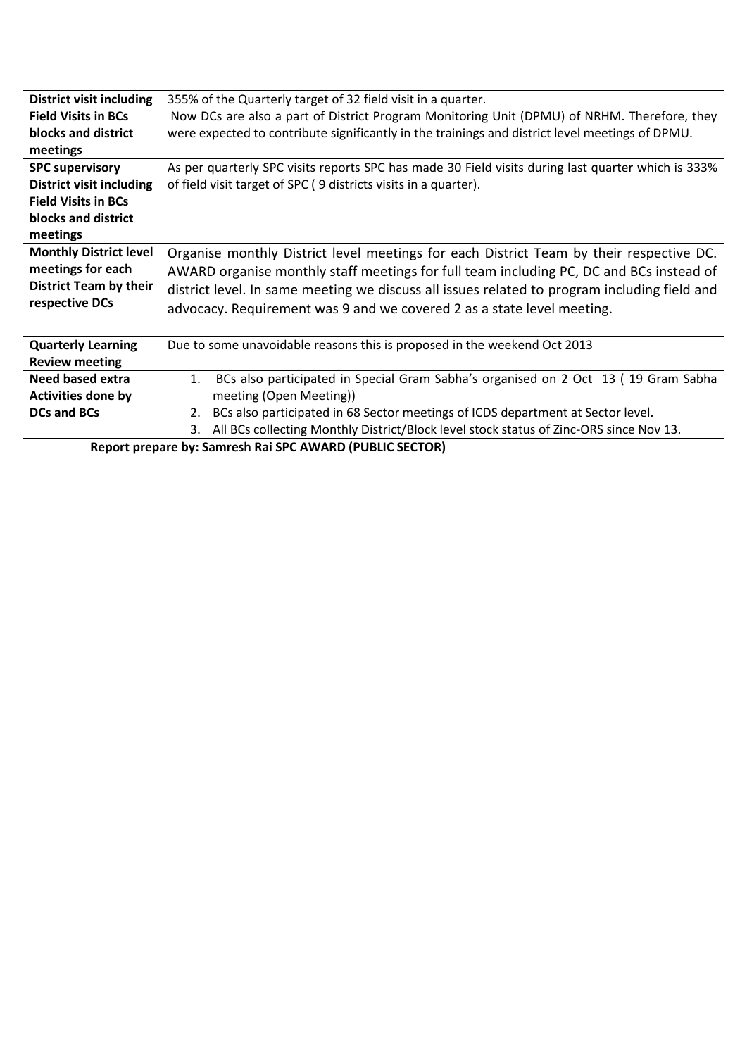| | |
|---|---|
| **District visit including Field Visits in BCs blocks and district meetings** | 355% of the Quarterly target of 32 field visit in a quarter.<br>Now DCs are also a part of District Program Monitoring Unit (DPMU) of NRHM. Therefore, they were expected to contribute significantly in the trainings and district level meetings of DPMU. |
| **SPC supervisory District visit including Field Visits in BCs blocks and district meetings** | As per quarterly SPC visits reports SPC has made 30 Field visits during last quarter which is 333% of field visit target of SPC ( 9 districts visits in a quarter). |
| **Monthly District level meetings for each District Team by their respective DCs** | Organise monthly District level meetings for each District Team by their respective DC. AWARD organise monthly staff meetings for full team including PC, DC and BCs instead of district level. In same meeting we discuss all issues related to program including field and advocacy. Requirement was 9 and we covered 2 as a state level meeting. |
| **Quarterly Learning Review meeting** | Due to some unavoidable reasons this is proposed in the weekend Oct 2013 |
| **Need based extra Activities done by DCs and BCs** | 1. BCs also participated in Special Gram Sabha's organised on 2 Oct 13 ( 19 Gram Sabha meeting (Open Meeting))<br>2. BCs also participated in 68 Sector meetings of ICDS department at Sector level.<br>3. All BCs collecting Monthly District/Block level stock status of Zinc-ORS since Nov 13. |

**Report prepare by: Samresh Rai SPC AWARD (PUBLIC SECTOR)**